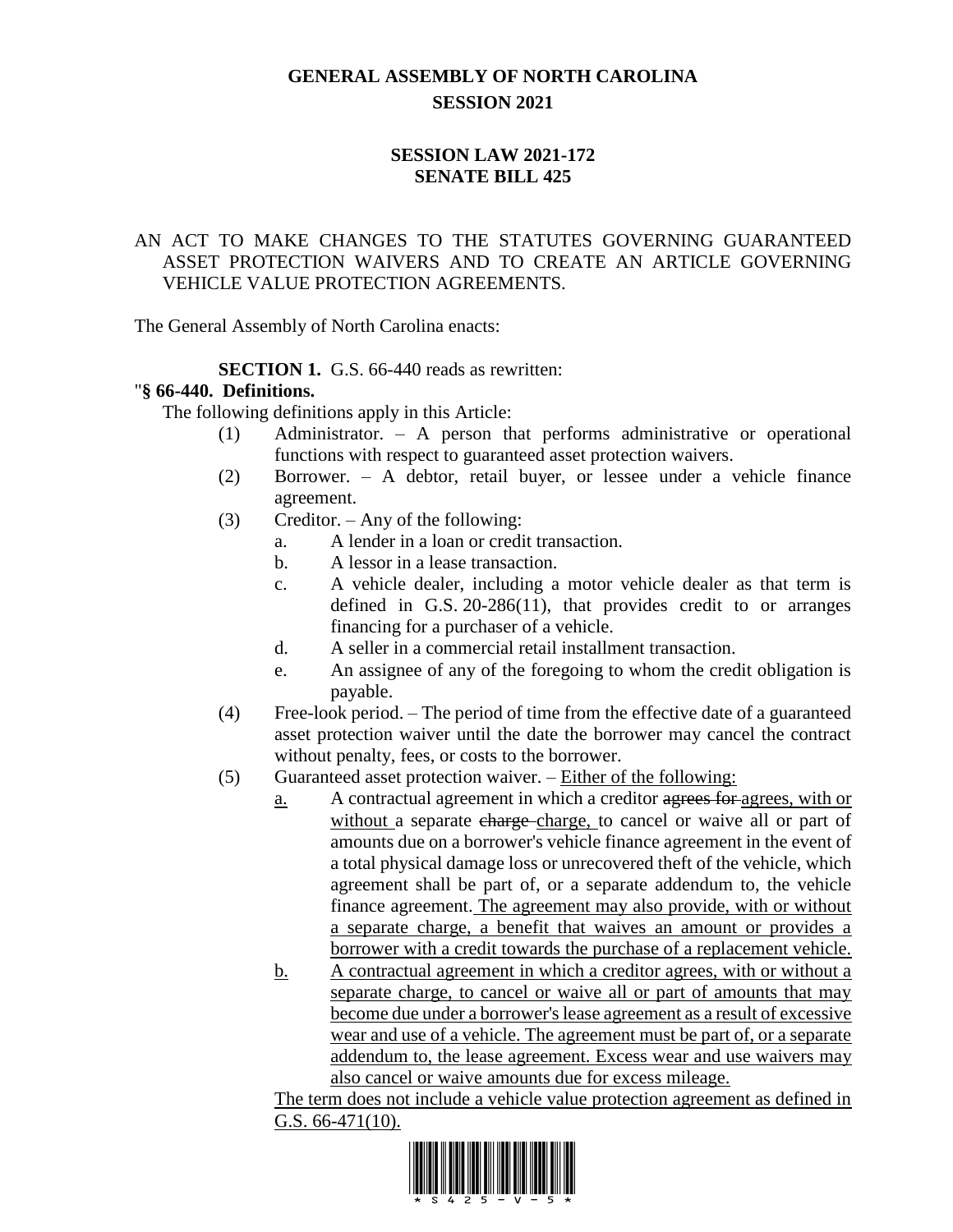# GENERAL ASSEMBLY OF NORTH CAROLINA
## SESSION 2021

## SESSION LAW 2021-172
## SENATE BILL 425

AN ACT TO MAKE CHANGES TO THE STATUTES GOVERNING GUARANTEED ASSET PROTECTION WAIVERS AND TO CREATE AN ARTICLE GOVERNING VEHICLE VALUE PROTECTION AGREEMENTS.

The General Assembly of North Carolina enacts:

**SECTION 1.** G.S. 66-440 reads as rewritten:

"**§ 66-440. Definitions.**

The following definitions apply in this Article:

(1) Administrator. – A person that performs administrative or operational functions with respect to guaranteed asset protection waivers.

(2) Borrower. – A debtor, retail buyer, or lessee under a vehicle finance agreement.

(3) Creditor. – Any of the following:

a. A lender in a loan or credit transaction.

b. A lessor in a lease transaction.

c. A vehicle dealer, including a motor vehicle dealer as that term is defined in G.S. 20-286(11), that provides credit to or arranges financing for a purchaser of a vehicle.

d. A seller in a commercial retail installment transaction.

e. An assignee of any of the foregoing to whom the credit obligation is payable.

(4) Free-look period. – The period of time from the effective date of a guaranteed asset protection waiver until the date the borrower may cancel the contract without penalty, fees, or costs to the borrower.

(5) Guaranteed asset protection waiver. – Either of the following:

a. A contractual agreement in which a creditor ~~agrees for~~ agrees, with or without a separate ~~charge~~ charge, to cancel or waive all or part of amounts due on a borrower's vehicle finance agreement in the event of a total physical damage loss or unrecovered theft of the vehicle, which agreement shall be part of, or a separate addendum to, the vehicle finance agreement. The agreement may also provide, with or without a separate charge, a benefit that waives an amount or provides a borrower with a credit towards the purchase of a replacement vehicle.

b. A contractual agreement in which a creditor agrees, with or without a separate charge, to cancel or waive all or part of amounts that may become due under a borrower's lease agreement as a result of excessive wear and use of a vehicle. The agreement must be part of, or a separate addendum to, the lease agreement. Excess wear and use waivers may also cancel or waive amounts due for excess mileage.

The term does not include a vehicle value protection agreement as defined in G.S. 66-471(10).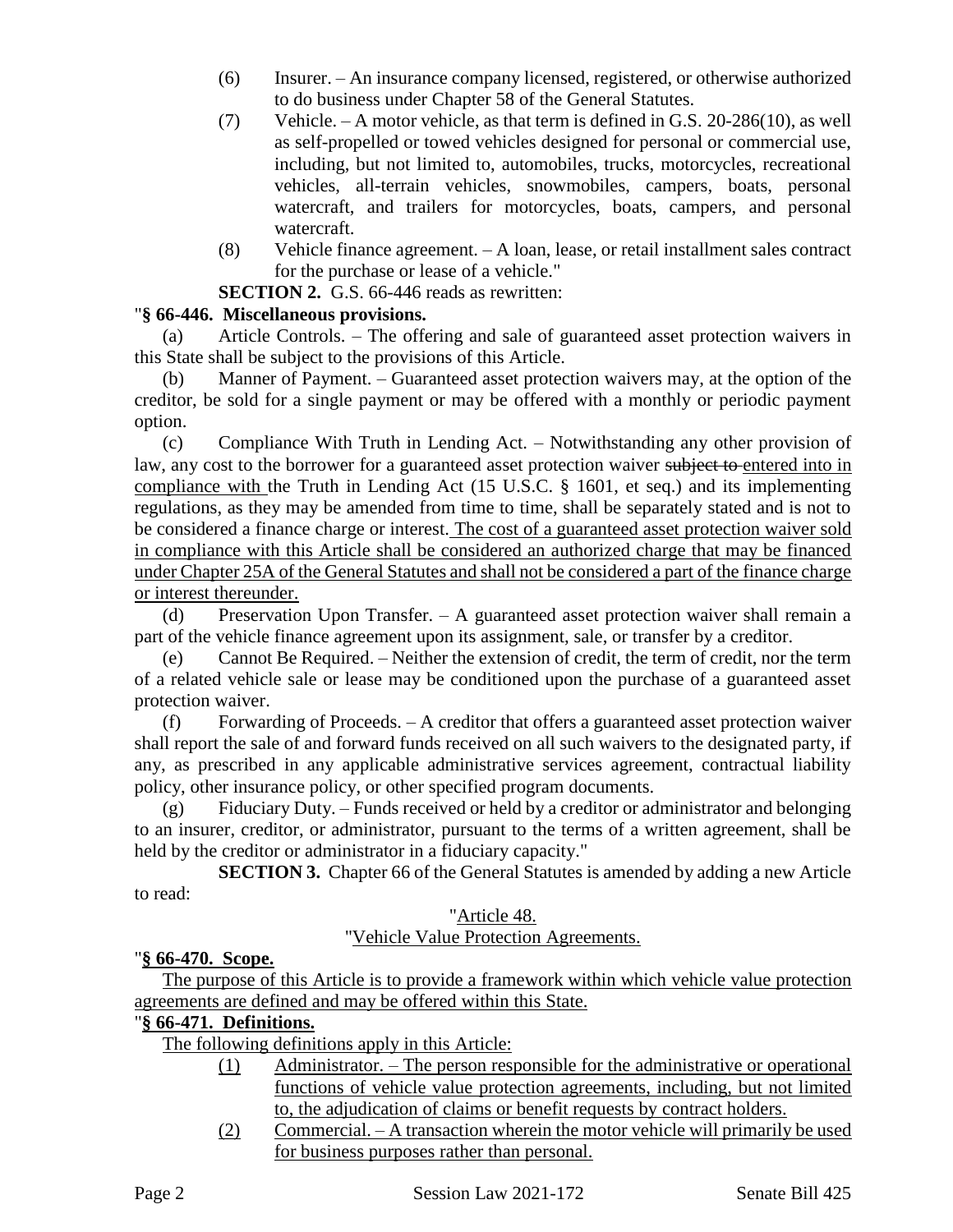(6) Insurer. – An insurance company licensed, registered, or otherwise authorized to do business under Chapter 58 of the General Statutes.

(7) Vehicle. – A motor vehicle, as that term is defined in G.S. 20-286(10), as well as self-propelled or towed vehicles designed for personal or commercial use, including, but not limited to, automobiles, trucks, motorcycles, recreational vehicles, all-terrain vehicles, snowmobiles, campers, boats, personal watercraft, and trailers for motorcycles, boats, campers, and personal watercraft.

(8) Vehicle finance agreement. – A loan, lease, or retail installment sales contract for the purchase or lease of a vehicle."

**SECTION 2.** G.S. 66-446 reads as rewritten:

"**§ 66-446. Miscellaneous provisions.**

(a) Article Controls. – The offering and sale of guaranteed asset protection waivers in this State shall be subject to the provisions of this Article.

(b) Manner of Payment. – Guaranteed asset protection waivers may, at the option of the creditor, be sold for a single payment or may be offered with a monthly or periodic payment option.

(c) Compliance With Truth in Lending Act. – Notwithstanding any other provision of law, any cost to the borrower for a guaranteed asset protection waiver ~~subject to~~ <u>entered into in compliance with</u> the Truth in Lending Act (15 U.S.C. § 1601, et seq.) and its implementing regulations, as they may be amended from time to time, shall be separately stated and is not to be considered a finance charge or interest. <u>The cost of a guaranteed asset protection waiver sold in compliance with this Article shall be considered an authorized charge that may be financed under Chapter 25A of the General Statutes and shall not be considered a part of the finance charge or interest thereunder.</u>

(d) Preservation Upon Transfer. – A guaranteed asset protection waiver shall remain a part of the vehicle finance agreement upon its assignment, sale, or transfer by a creditor.

(e) Cannot Be Required. – Neither the extension of credit, the term of credit, nor the term of a related vehicle sale or lease may be conditioned upon the purchase of a guaranteed asset protection waiver.

(f) Forwarding of Proceeds. – A creditor that offers a guaranteed asset protection waiver shall report the sale of and forward funds received on all such waivers to the designated party, if any, as prescribed in any applicable administrative services agreement, contractual liability policy, other insurance policy, or other specified program documents.

(g) Fiduciary Duty. – Funds received or held by a creditor or administrator and belonging to an insurer, creditor, or administrator, pursuant to the terms of a written agreement, shall be held by the creditor or administrator in a fiduciary capacity."

**SECTION 3.** Chapter 66 of the General Statutes is amended by adding a new Article to read:

"<u>Article 48.</u>

"<u>Vehicle Value Protection Agreements.</u>

"**<u>§ 66-470. Scope.</u>**

<u>The purpose of this Article is to provide a framework within which vehicle value protection agreements are defined and may be offered within this State.</u>

"**<u>§ 66-471. Definitions.</u>**

<u>The following definitions apply in this Article:</u>

<u>(1) Administrator. – The person responsible for the administrative or operational functions of vehicle value protection agreements, including, but not limited to, the adjudication of claims or benefit requests by contract holders.</u>

<u>(2) Commercial. – A transaction wherein the motor vehicle will primarily be used for business purposes rather than personal.</u>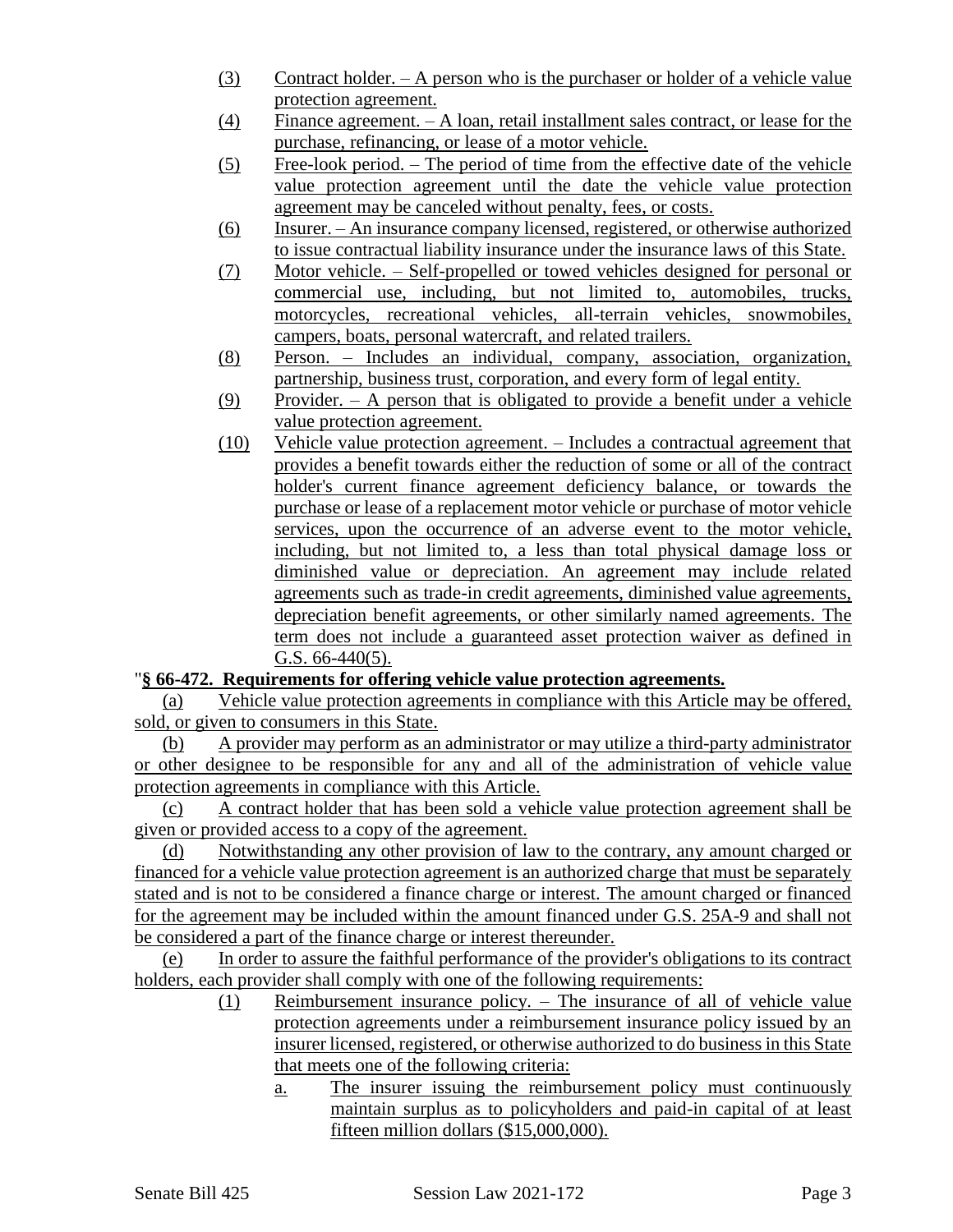(3) Contract holder. – A person who is the purchaser or holder of a vehicle value protection agreement.

(4) Finance agreement. – A loan, retail installment sales contract, or lease for the purchase, refinancing, or lease of a motor vehicle.

(5) Free-look period. – The period of time from the effective date of the vehicle value protection agreement until the date the vehicle value protection agreement may be canceled without penalty, fees, or costs.

(6) Insurer. – An insurance company licensed, registered, or otherwise authorized to issue contractual liability insurance under the insurance laws of this State.

(7) Motor vehicle. – Self-propelled or towed vehicles designed for personal or commercial use, including, but not limited to, automobiles, trucks, motorcycles, recreational vehicles, all-terrain vehicles, snowmobiles, campers, boats, personal watercraft, and related trailers.

(8) Person. – Includes an individual, company, association, organization, partnership, business trust, corporation, and every form of legal entity.

(9) Provider. – A person that is obligated to provide a benefit under a vehicle value protection agreement.

(10) Vehicle value protection agreement. – Includes a contractual agreement that provides a benefit towards either the reduction of some or all of the contract holder's current finance agreement deficiency balance, or towards the purchase or lease of a replacement motor vehicle or purchase of motor vehicle services, upon the occurrence of an adverse event to the motor vehicle, including, but not limited to, a less than total physical damage loss or diminished value or depreciation. An agreement may include related agreements such as trade-in credit agreements, diminished value agreements, depreciation benefit agreements, or other similarly named agreements. The term does not include a guaranteed asset protection waiver as defined in G.S. 66-440(5).

"**§ 66-472. Requirements for offering vehicle value protection agreements.**

(a) Vehicle value protection agreements in compliance with this Article may be offered, sold, or given to consumers in this State.

(b) A provider may perform as an administrator or may utilize a third-party administrator or other designee to be responsible for any and all of the administration of vehicle value protection agreements in compliance with this Article.

(c) A contract holder that has been sold a vehicle value protection agreement shall be given or provided access to a copy of the agreement.

(d) Notwithstanding any other provision of law to the contrary, any amount charged or financed for a vehicle value protection agreement is an authorized charge that must be separately stated and is not to be considered a finance charge or interest. The amount charged or financed for the agreement may be included within the amount financed under G.S. 25A-9 and shall not be considered a part of the finance charge or interest thereunder.

(e) In order to assure the faithful performance of the provider's obligations to its contract holders, each provider shall comply with one of the following requirements:

(1) Reimbursement insurance policy. – The insurance of all of vehicle value protection agreements under a reimbursement insurance policy issued by an insurer licensed, registered, or otherwise authorized to do business in this State that meets one of the following criteria:

a. The insurer issuing the reimbursement policy must continuously maintain surplus as to policyholders and paid-in capital of at least fifteen million dollars ($15,000,000).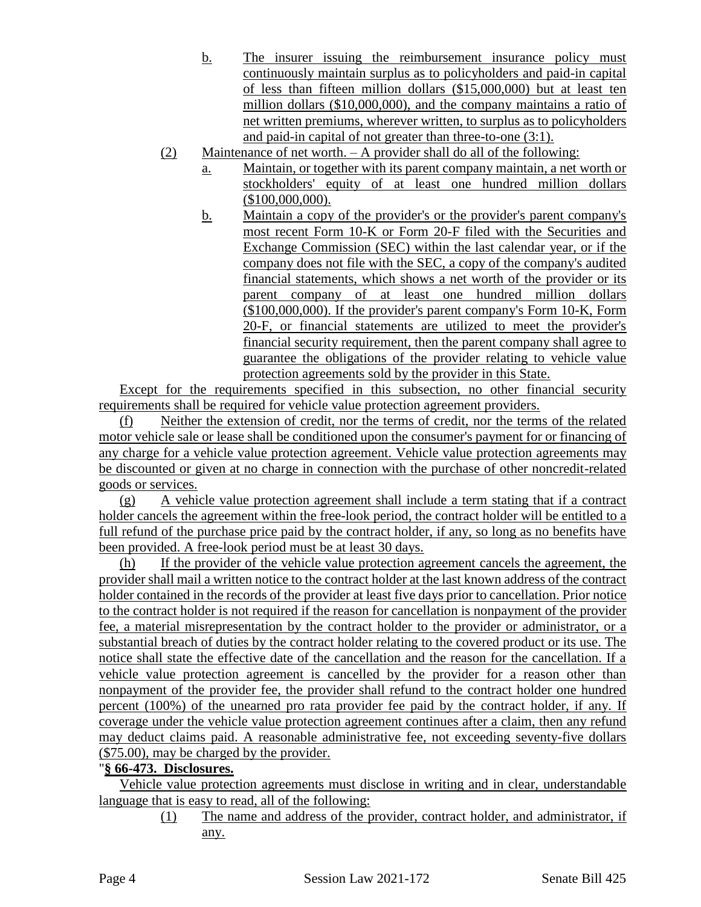b. The insurer issuing the reimbursement insurance policy must continuously maintain surplus as to policyholders and paid-in capital of less than fifteen million dollars ($15,000,000) but at least ten million dollars ($10,000,000), and the company maintains a ratio of net written premiums, wherever written, to surplus as to policyholders and paid-in capital of not greater than three-to-one (3:1).

(2) Maintenance of net worth. – A provider shall do all of the following:

a. Maintain, or together with its parent company maintain, a net worth or stockholders' equity of at least one hundred million dollars ($100,000,000).

b. Maintain a copy of the provider's or the provider's parent company's most recent Form 10-K or Form 20-F filed with the Securities and Exchange Commission (SEC) within the last calendar year, or if the company does not file with the SEC, a copy of the company's audited financial statements, which shows a net worth of the provider or its parent company of at least one hundred million dollars ($100,000,000). If the provider's parent company's Form 10-K, Form 20-F, or financial statements are utilized to meet the provider's financial security requirement, then the parent company shall agree to guarantee the obligations of the provider relating to vehicle value protection agreements sold by the provider in this State.

Except for the requirements specified in this subsection, no other financial security requirements shall be required for vehicle value protection agreement providers.

(f) Neither the extension of credit, nor the terms of credit, nor the terms of the related motor vehicle sale or lease shall be conditioned upon the consumer's payment for or financing of any charge for a vehicle value protection agreement. Vehicle value protection agreements may be discounted or given at no charge in connection with the purchase of other noncredit-related goods or services.

(g) A vehicle value protection agreement shall include a term stating that if a contract holder cancels the agreement within the free-look period, the contract holder will be entitled to a full refund of the purchase price paid by the contract holder, if any, so long as no benefits have been provided. A free-look period must be at least 30 days.

(h) If the provider of the vehicle value protection agreement cancels the agreement, the provider shall mail a written notice to the contract holder at the last known address of the contract holder contained in the records of the provider at least five days prior to cancellation. Prior notice to the contract holder is not required if the reason for cancellation is nonpayment of the provider fee, a material misrepresentation by the contract holder to the provider or administrator, or a substantial breach of duties by the contract holder relating to the covered product or its use. The notice shall state the effective date of the cancellation and the reason for the cancellation. If a vehicle value protection agreement is cancelled by the provider for a reason other than nonpayment of the provider fee, the provider shall refund to the contract holder one hundred percent (100%) of the unearned pro rata provider fee paid by the contract holder, if any. If coverage under the vehicle value protection agreement continues after a claim, then any refund may deduct claims paid. A reasonable administrative fee, not exceeding seventy-five dollars ($75.00), may be charged by the provider.

"**§ 66-473. Disclosures.**

Vehicle value protection agreements must disclose in writing and in clear, understandable language that is easy to read, all of the following:

(1) The name and address of the provider, contract holder, and administrator, if any.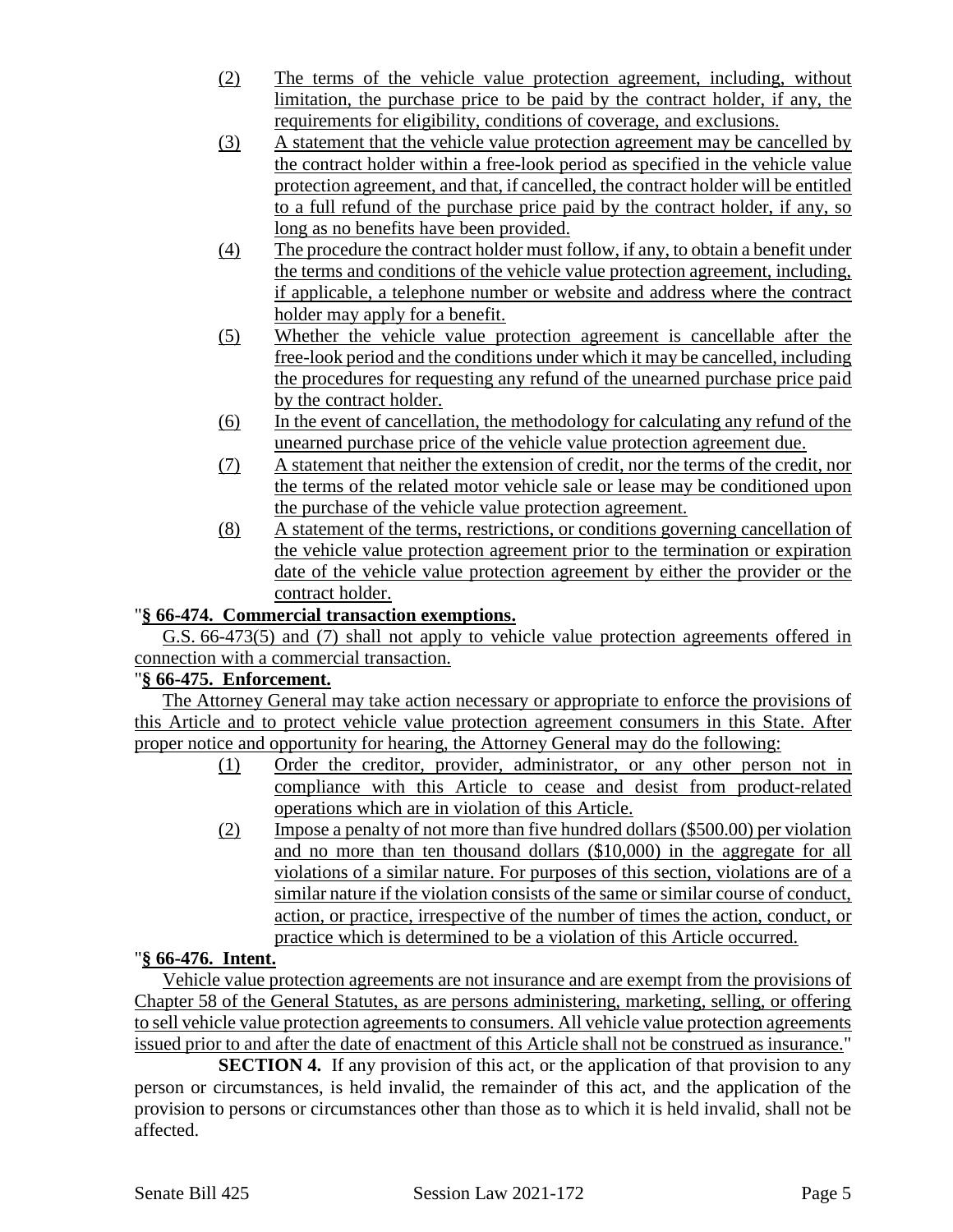(2) The terms of the vehicle value protection agreement, including, without limitation, the purchase price to be paid by the contract holder, if any, the requirements for eligibility, conditions of coverage, and exclusions.

(3) A statement that the vehicle value protection agreement may be cancelled by the contract holder within a free-look period as specified in the vehicle value protection agreement, and that, if cancelled, the contract holder will be entitled to a full refund of the purchase price paid by the contract holder, if any, so long as no benefits have been provided.

(4) The procedure the contract holder must follow, if any, to obtain a benefit under the terms and conditions of the vehicle value protection agreement, including, if applicable, a telephone number or website and address where the contract holder may apply for a benefit.

(5) Whether the vehicle value protection agreement is cancellable after the free-look period and the conditions under which it may be cancelled, including the procedures for requesting any refund of the unearned purchase price paid by the contract holder.

(6) In the event of cancellation, the methodology for calculating any refund of the unearned purchase price of the vehicle value protection agreement due.

(7) A statement that neither the extension of credit, nor the terms of the credit, nor the terms of the related motor vehicle sale or lease may be conditioned upon the purchase of the vehicle value protection agreement.

(8) A statement of the terms, restrictions, or conditions governing cancellation of the vehicle value protection agreement prior to the termination or expiration date of the vehicle value protection agreement by either the provider or the contract holder.

"**§ 66-474. Commercial transaction exemptions.**

G.S. 66-473(5) and (7) shall not apply to vehicle value protection agreements offered in connection with a commercial transaction.

"**§ 66-475. Enforcement.**

The Attorney General may take action necessary or appropriate to enforce the provisions of this Article and to protect vehicle value protection agreement consumers in this State. After proper notice and opportunity for hearing, the Attorney General may do the following:

(1) Order the creditor, provider, administrator, or any other person not in compliance with this Article to cease and desist from product-related operations which are in violation of this Article.

(2) Impose a penalty of not more than five hundred dollars ($500.00) per violation and no more than ten thousand dollars ($10,000) in the aggregate for all violations of a similar nature. For purposes of this section, violations are of a similar nature if the violation consists of the same or similar course of conduct, action, or practice, irrespective of the number of times the action, conduct, or practice which is determined to be a violation of this Article occurred.

"**§ 66-476. Intent.**

Vehicle value protection agreements are not insurance and are exempt from the provisions of Chapter 58 of the General Statutes, as are persons administering, marketing, selling, or offering to sell vehicle value protection agreements to consumers. All vehicle value protection agreements issued prior to and after the date of enactment of this Article shall not be construed as insurance."

**SECTION 4.** If any provision of this act, or the application of that provision to any person or circumstances, is held invalid, the remainder of this act, and the application of the provision to persons or circumstances other than those as to which it is held invalid, shall not be affected.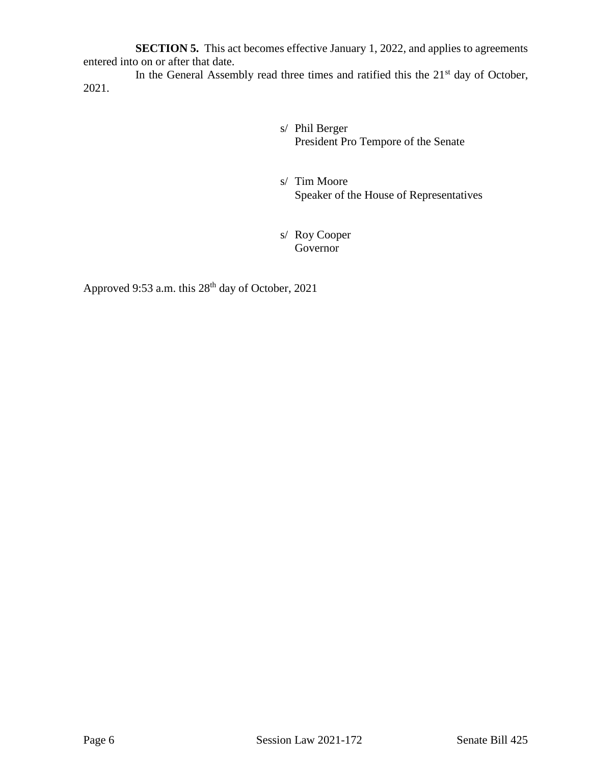**SECTION 5.** This act becomes effective January 1, 2022, and applies to agreements entered into on or after that date.

In the General Assembly read three times and ratified this the 21st day of October, 2021.

s/ Phil Berger
President Pro Tempore of the Senate

s/ Tim Moore
Speaker of the House of Representatives

s/ Roy Cooper
Governor

Approved 9:53 a.m. this 28th day of October, 2021